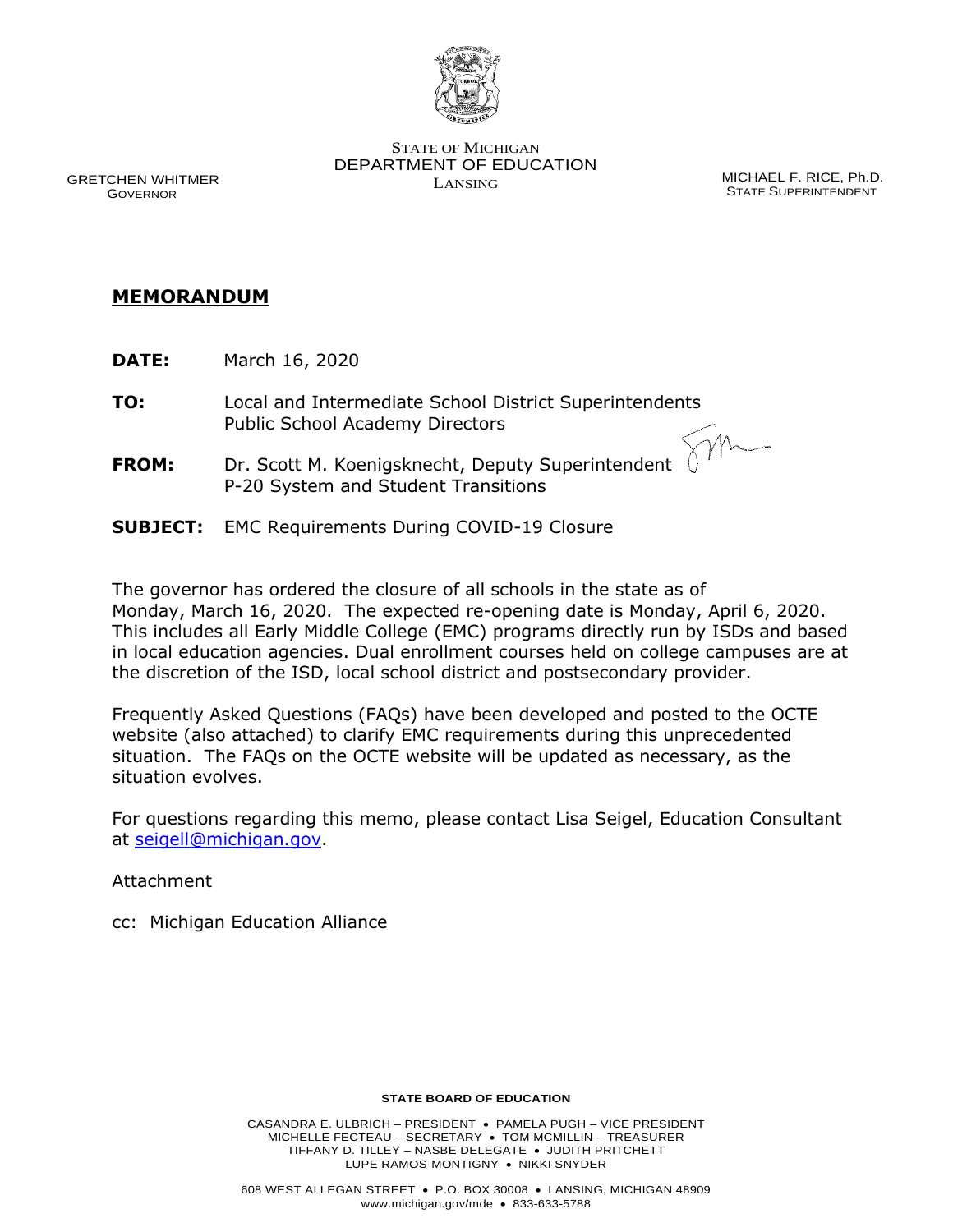STATE OF MICHIGAN
DEPARTMENT OF EDUCATION
LANSING

GRETCHEN WHITMER
GOVERNOR

MICHAEL F. RICE, Ph.D.
STATE SUPERINTENDENT

## MEMORANDUM

**DATE:** March 16, 2020

**TO:** Local and Intermediate School District Superintendents
Public School Academy Directors

**FROM:** Dr. Scott M. Koenigsknecht, Deputy Superintendent
P-20 System and Student Transitions

**SUBJECT:** EMC Requirements During COVID-19 Closure

The governor has ordered the closure of all schools in the state as of Monday, March 16, 2020. The expected re-opening date is Monday, April 6, 2020. This includes all Early Middle College (EMC) programs directly run by ISDs and based in local education agencies. Dual enrollment courses held on college campuses are at the discretion of the ISD, local school district and postsecondary provider.

Frequently Asked Questions (FAQs) have been developed and posted to the OCTE website (also attached) to clarify EMC requirements during this unprecedented situation. The FAQs on the OCTE website will be updated as necessary, as the situation evolves.

For questions regarding this memo, please contact Lisa Seigel, Education Consultant at seigell@michigan.gov.

Attachment

cc: Michigan Education Alliance

**STATE BOARD OF EDUCATION**

CASANDRA E. ULBRICH – PRESIDENT • PAMELA PUGH – VICE PRESIDENT
MICHELLE FECTEAU – SECRETARY • TOM MCMILLIN – TREASURER
TIFFANY D. TILLEY – NASBE DELEGATE • JUDITH PRITCHETT
LUPE RAMOS-MONTIGNY • NIKKI SNYDER

608 WEST ALLEGAN STREET • P.O. BOX 30008 • LANSING, MICHIGAN 48909
www.michigan.gov/mde • 833-633-5788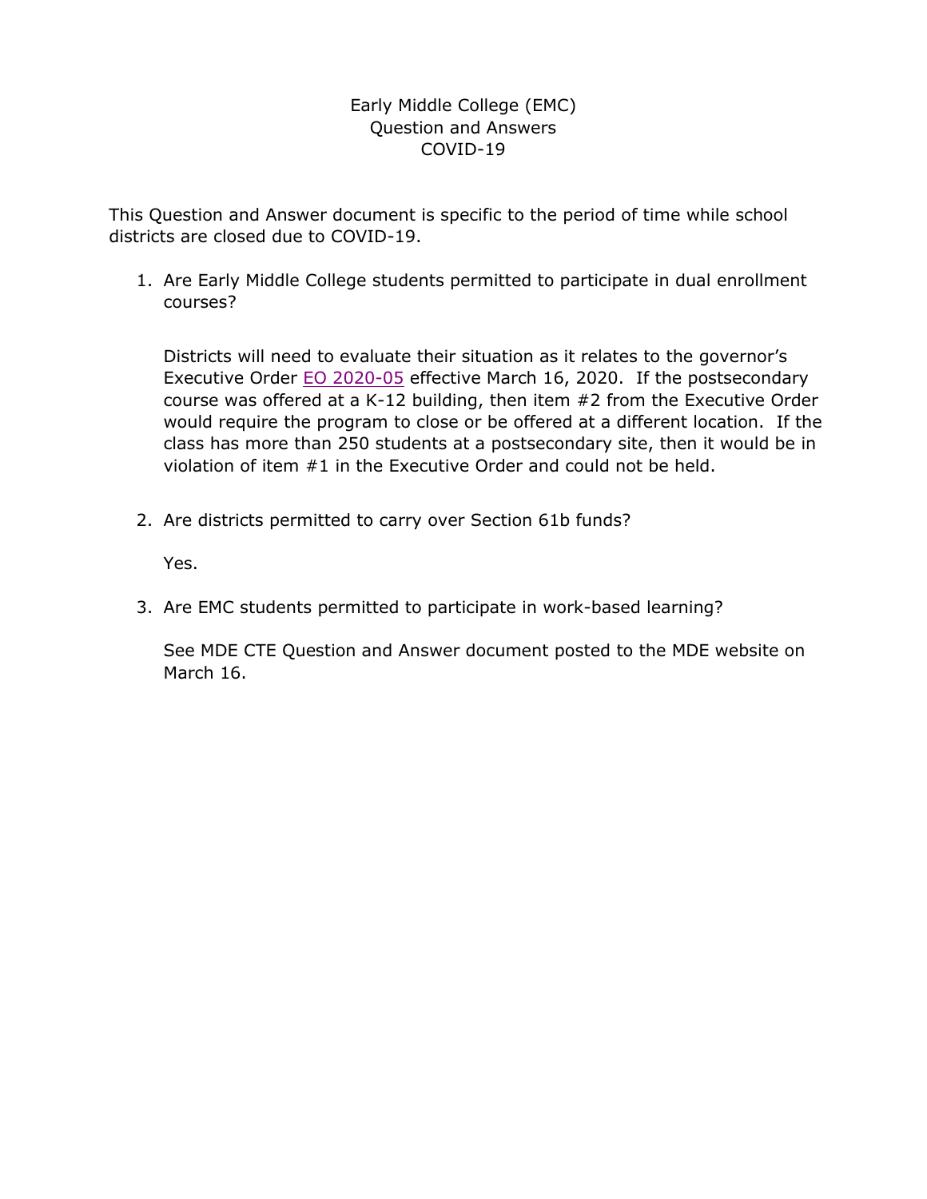# Early Middle College (EMC) Question and Answers COVID-19

This Question and Answer document is specific to the period of time while school districts are closed due to COVID-19.

1. Are Early Middle College students permitted to participate in dual enrollment courses?

   Districts will need to evaluate their situation as it relates to the governor's Executive Order EO 2020-05 effective March 16, 2020. If the postsecondary course was offered at a K-12 building, then item #2 from the Executive Order would require the program to close or be offered at a different location. If the class has more than 250 students at a postsecondary site, then it would be in violation of item #1 in the Executive Order and could not be held.

2. Are districts permitted to carry over Section 61b funds?

   Yes.

3. Are EMC students permitted to participate in work-based learning?

   See MDE CTE Question and Answer document posted to the MDE website on March 16.